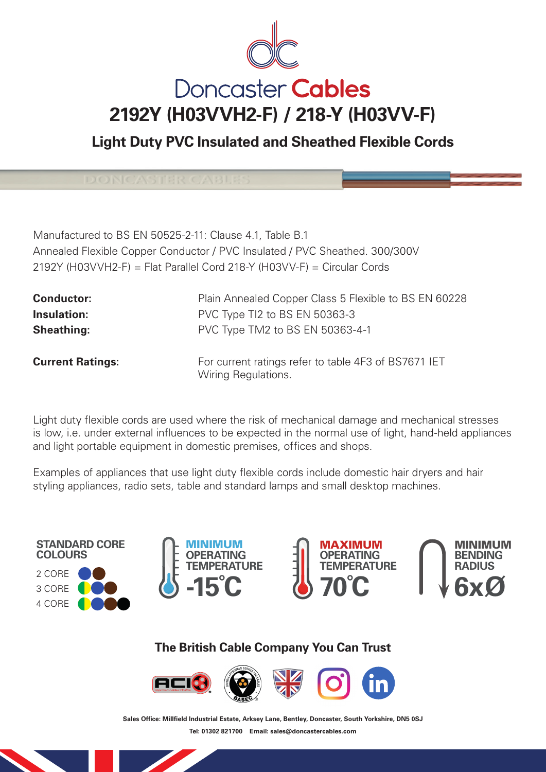# Doncaster Cables

## 2192Y (H03VVH2-F) / 218-Y (H03VV-F)

### Light Duty PVC Insulated and Sheathed Flexible Cords

Manufactured to BS EN 50525-2-11: Clause 4.1, Table B.1
Annealed Flexible Copper Conductor / PVC Insulated / PVC Sheathed. 300/300V
2192Y (H03VVH2-F) = Flat Parallel Cord 218-Y (H03VV-F) = Circular Cords

| | |
|---|---|
| **Conductor:** | Plain Annealed Copper Class 5 Flexible to BS EN 60228 |
| **Insulation:** | PVC Type TI2 to BS EN 50363-3 |
| **Sheathing:** | PVC Type TM2 to BS EN 50363-4-1 |
| **Current Ratings:** | For current ratings refer to table 4F3 of BS7671 IET Wiring Regulations. |

Light duty flexible cords are used where the risk of mechanical damage and mechanical stresses is low, i.e. under external influences to be expected in the normal use of light, hand-held appliances and light portable equipment in domestic premises, offices and shops.

Examples of appliances that use light duty flexible cords include domestic hair dryers and hair styling appliances, radio sets, table and standard lamps and small desktop machines.

**STANDARD CORE COLOURS**

2 CORE
3 CORE
4 CORE

**MINIMUM OPERATING TEMPERATURE** -15˚C

**MAXIMUM OPERATING TEMPERATURE** 70˚C

**MINIMUM BENDING RADIUS** 6xØ

**The British Cable Company You Can Trust**

Sales Office: Millfield Industrial Estate, Arksey Lane, Bentley, Doncaster, South Yorkshire, DN5 0SJ

Tel: 01302 821700 Email: sales@doncastercables.com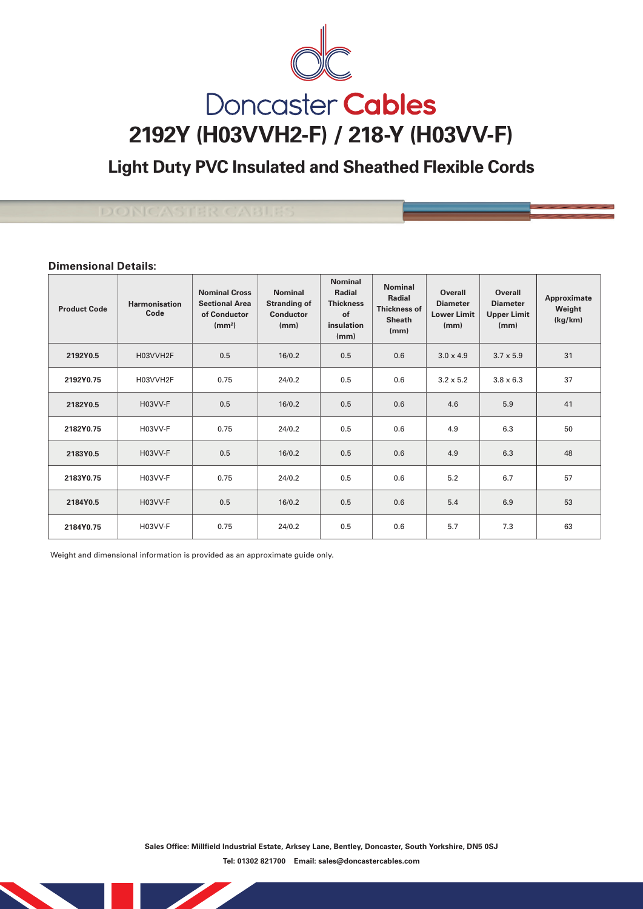# Doncaster Cables

# 2192Y (H03VVH2-F) / 218-Y (H03VV-F)

## Light Duty PVC Insulated and Sheathed Flexible Cords

**Dimensional Details:**

| Product Code | Harmonisation Code | Nominal Cross Sectional Area of Conductor ($mm^2$) | Nominal Stranding of Conductor (mm) | Nominal Radial Thickness of insulation (mm) | Nominal Radial Thickness of Sheath (mm) | Overall Diameter Lower Limit (mm) | Overall Diameter Upper Limit (mm) | Approximate Weight (kg/km) |
|---|---|---|---|---|---|---|---|---|
| 2192Y0.5 | H03VVH2F | 0.5 | 16/0.2 | 0.5 | 0.6 | 3.0 x 4.9 | 3.7 x 5.9 | 31 |
| 2192Y0.75 | H03VVH2F | 0.75 | 24/0.2 | 0.5 | 0.6 | 3.2 x 5.2 | 3.8 x 6.3 | 37 |
| 2182Y0.5 | H03VV-F | 0.5 | 16/0.2 | 0.5 | 0.6 | 4.6 | 5.9 | 41 |
| 2182Y0.75 | H03VV-F | 0.75 | 24/0.2 | 0.5 | 0.6 | 4.9 | 6.3 | 50 |
| 2183Y0.5 | H03VV-F | 0.5 | 16/0.2 | 0.5 | 0.6 | 4.9 | 6.3 | 48 |
| 2183Y0.75 | H03VV-F | 0.75 | 24/0.2 | 0.5 | 0.6 | 5.2 | 6.7 | 57 |
| 2184Y0.5 | H03VV-F | 0.5 | 16/0.2 | 0.5 | 0.6 | 5.4 | 6.9 | 53 |
| 2184Y0.75 | H03VV-F | 0.75 | 24/0.2 | 0.5 | 0.6 | 5.7 | 7.3 | 63 |

Weight and dimensional information is provided as an approximate guide only.

**Sales Office: Millfield Industrial Estate, Arksey Lane, Bentley, Doncaster, South Yorkshire, DN5 0SJ**

**Tel: 01302 821700 Email: sales@doncastercables.com**